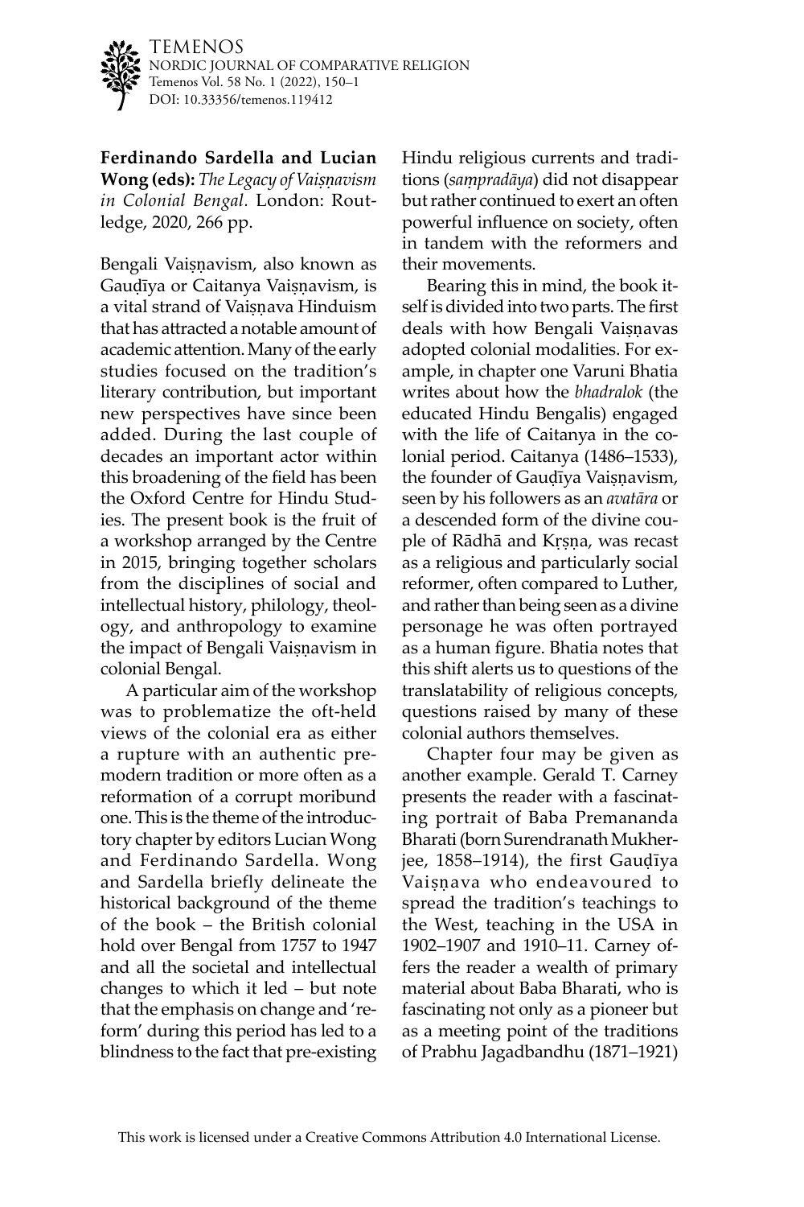**Ferdinando Sardella and Lucian Wong (eds):** *The Legacy of Vaiṣṇavism in Colonial Bengal.* London: Routledge, 2020, 266 pp.

Bengali Vaiṣṇavism, also known as Gauḍīya or Caitanya Vaiṣṇavism, is a vital strand of Vaiṣṇava Hinduism that has attracted a notable amount of academic attention. Many of the early studies focused on the tradition's literary contribution, but important new perspectives have since been added. During the last couple of decades an important actor within this broadening of the field has been the Oxford Centre for Hindu Studies. The present book is the fruit of a workshop arranged by the Centre in 2015, bringing together scholars from the disciplines of social and intellectual history, philology, theology, and anthropology to examine the impact of Bengali Vaiṣṇavism in colonial Bengal.

A particular aim of the workshop was to problematize the oft-held views of the colonial era as either a rupture with an authentic premodern tradition or more often as a reformation of a corrupt moribund one. This is the theme of the introductory chapter by editors Lucian Wong and Ferdinando Sardella. Wong and Sardella briefly delineate the historical background of the theme of the book – the British colonial hold over Bengal from 1757 to 1947 and all the societal and intellectual changes to which it led – but note that the emphasis on change and 'reform' during this period has led to a blindness to the fact that pre-existing Hindu religious currents and traditions (*saṃpradāya*) did not disappear but rather continued to exert an often powerful influence on society, often in tandem with the reformers and their movements.

Bearing this in mind, the book itself is divided into two parts. The first deals with how Bengali Vaiṣṇavas adopted colonial modalities. For example, in chapter one Varuni Bhatia writes about how the *bhadralok* (the educated Hindu Bengalis) engaged with the life of Caitanya in the colonial period. Caitanya (1486–1533), the founder of Gauḍīya Vaiṣṇavism, seen by his followers as an *avatāra* or a descended form of the divine couple of Rādhā and Kṛṣṇa, was recast as a religious and particularly social reformer, often compared to Luther, and rather than being seen as a divine personage he was often portrayed as a human figure. Bhatia notes that this shift alerts us to questions of the translatability of religious concepts, questions raised by many of these colonial authors themselves.

Chapter four may be given as another example. Gerald T. Carney presents the reader with a fascinating portrait of Baba Premananda Bharati (born Surendranath Mukherjee, 1858–1914), the first Gauḍīya Vaiṣṇava who endeavoured to spread the tradition's teachings to the West, teaching in the USA in 1902–1907 and 1910–11. Carney offers the reader a wealth of primary material about Baba Bharati, who is fascinating not only as a pioneer but as a meeting point of the traditions of Prabhu Jagadbandhu (1871–1921)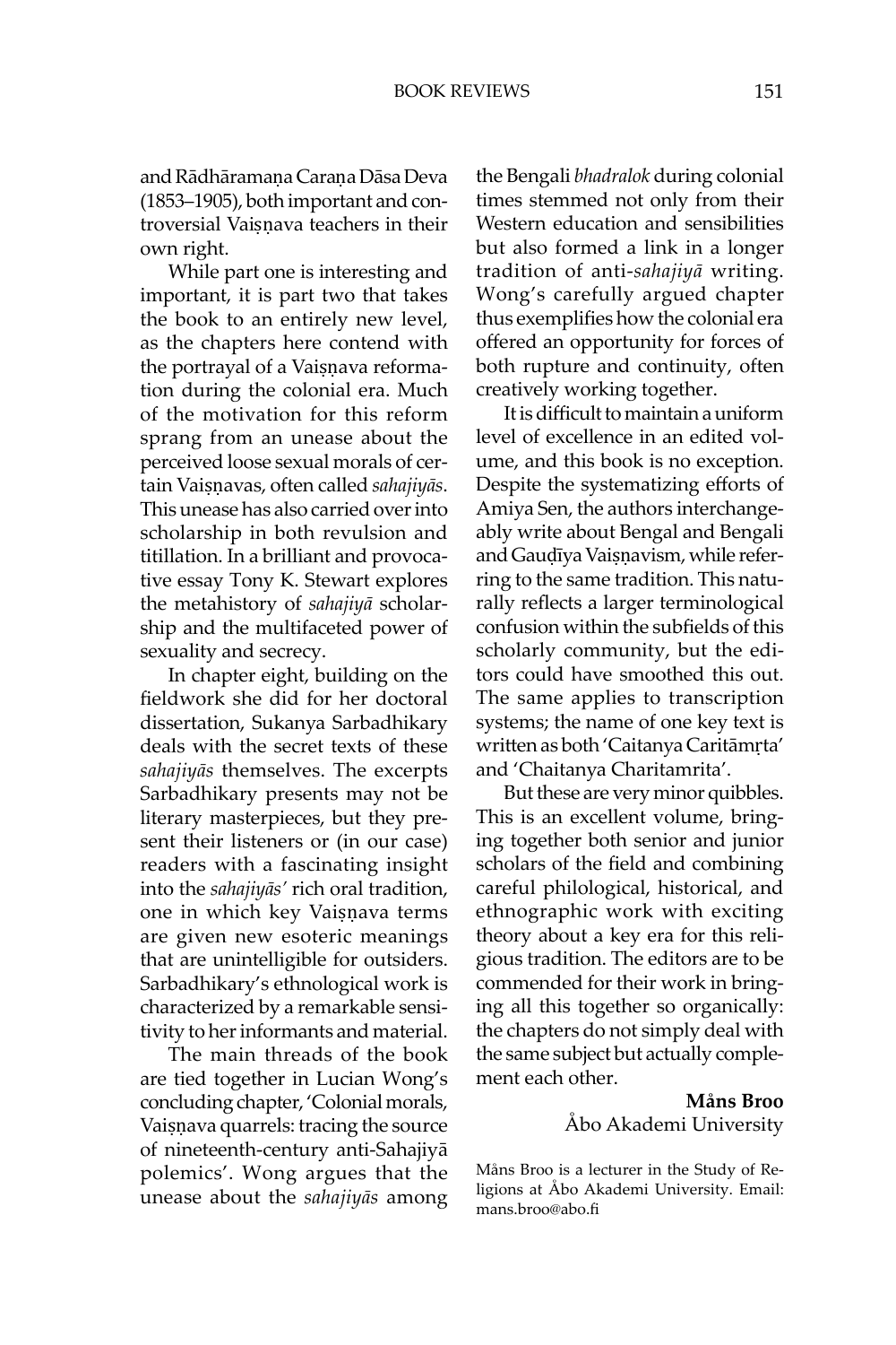and Rādhāramaṇa Caraṇa Dāsa Deva (1853–1905), both important and controversial Vaiṣṇava teachers in their own right.

While part one is interesting and important, it is part two that takes the book to an entirely new level, as the chapters here contend with the portrayal of a Vaiṣṇava reformation during the colonial era. Much of the motivation for this reform sprang from an unease about the perceived loose sexual morals of certain Vaiṣṇavas, often called *sahajiyās*. This unease has also carried over into scholarship in both revulsion and titillation. In a brilliant and provocative essay Tony K. Stewart explores the metahistory of *sahajiyā* scholarship and the multifaceted power of sexuality and secrecy.

In chapter eight, building on the fieldwork she did for her doctoral dissertation, Sukanya Sarbadhikary deals with the secret texts of these *sahajiyās* themselves. The excerpts Sarbadhikary presents may not be literary masterpieces, but they present their listeners or (in our case) readers with a fascinating insight into the *sahajiyās'* rich oral tradition, one in which key Vaiṣṇava terms are given new esoteric meanings that are unintelligible for outsiders. Sarbadhikary's ethnological work is characterized by a remarkable sensitivity to her informants and material.

The main threads of the book are tied together in Lucian Wong's concluding chapter, 'Colonial morals, Vaiṣṇava quarrels: tracing the source of nineteenth-century anti-Sahajiyā polemics'. Wong argues that the unease about the *sahajiyās* among the Bengali *bhadralok* during colonial times stemmed not only from their Western education and sensibilities but also formed a link in a longer tradition of anti-*sahajiyā* writing. Wong's carefully argued chapter thus exemplifies how the colonial era offered an opportunity for forces of both rupture and continuity, often creatively working together.

It is difficult to maintain a uniform level of excellence in an edited volume, and this book is no exception. Despite the systematizing efforts of Amiya Sen, the authors interchangeably write about Bengal and Bengali and Gauḍīya Vaiṣṇavism, while referring to the same tradition. This naturally reflects a larger terminological confusion within the subfields of this scholarly community, but the editors could have smoothed this out. The same applies to transcription systems; the name of one key text is written as both 'Caitanya Caritāmṛta' and 'Chaitanya Charitamrita'.

But these are very minor quibbles. This is an excellent volume, bringing together both senior and junior scholars of the field and combining careful philological, historical, and ethnographic work with exciting theory about a key era for this religious tradition. The editors are to be commended for their work in bringing all this together so organically: the chapters do not simply deal with the same subject but actually complement each other.

**Måns Broo**
Åbo Akademi University

Måns Broo is a lecturer in the Study of Religions at Åbo Akademi University. Email: mans.broo@abo.fi